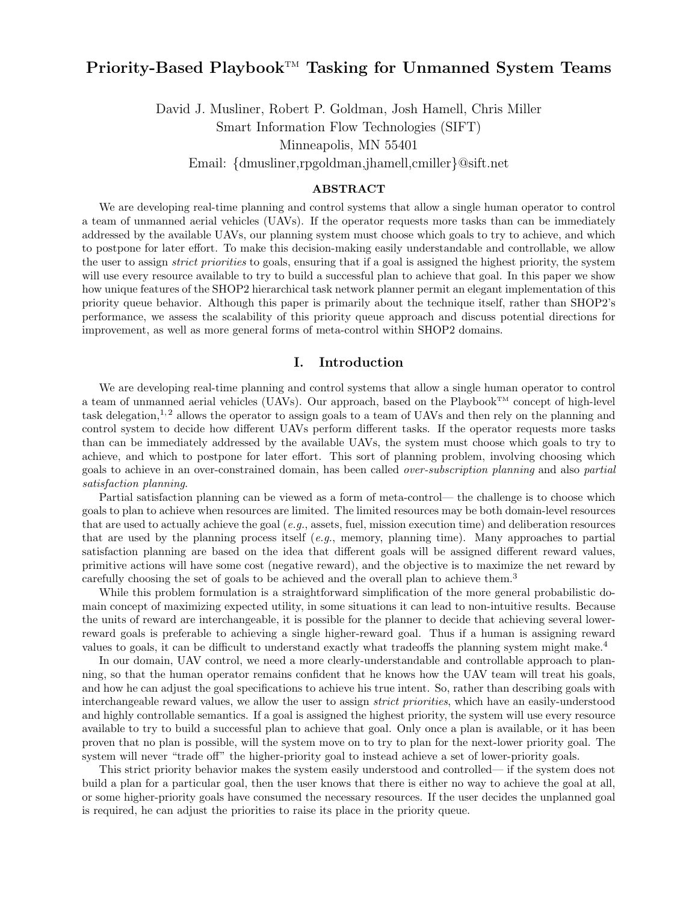# Priority-Based Playbook™ Tasking for Unmanned System Teams

David J. Musliner, Robert P. Goldman, Josh Hamell, Chris Miller
Smart Information Flow Technologies (SIFT)
Minneapolis, MN 55401
Email: {dmusliner,rpgoldman,jhamell,cmiller}@sift.net

### ABSTRACT

We are developing real-time planning and control systems that allow a single human operator to control a team of unmanned aerial vehicles (UAVs). If the operator requests more tasks than can be immediately addressed by the available UAVs, our planning system must choose which goals to try to achieve, and which to postpone for later effort. To make this decision-making easily understandable and controllable, we allow the user to assign *strict priorities* to goals, ensuring that if a goal is assigned the highest priority, the system will use every resource available to try to build a successful plan to achieve that goal. In this paper we show how unique features of the SHOP2 hierarchical task network planner permit an elegant implementation of this priority queue behavior. Although this paper is primarily about the technique itself, rather than SHOP2's performance, we assess the scalability of this priority queue approach and discuss potential directions for improvement, as well as more general forms of meta-control within SHOP2 domains.

## I. Introduction

We are developing real-time planning and control systems that allow a single human operator to control a team of unmanned aerial vehicles (UAVs). Our approach, based on the Playbook™ concept of high-level task delegation,[1,2] allows the operator to assign goals to a team of UAVs and then rely on the planning and control system to decide how different UAVs perform different tasks. If the operator requests more tasks than can be immediately addressed by the available UAVs, the system must choose which goals to try to achieve, and which to postpone for later effort. This sort of planning problem, involving choosing which goals to achieve in an over-constrained domain, has been called *over-subscription planning* and also *partial satisfaction planning*.

Partial satisfaction planning can be viewed as a form of meta-control— the challenge is to choose which goals to plan to achieve when resources are limited. The limited resources may be both domain-level resources that are used to actually achieve the goal (*e.g.*, assets, fuel, mission execution time) and deliberation resources that are used by the planning process itself (*e.g.*, memory, planning time). Many approaches to partial satisfaction planning are based on the idea that different goals will be assigned different reward values, primitive actions will have some cost (negative reward), and the objective is to maximize the net reward by carefully choosing the set of goals to be achieved and the overall plan to achieve them.[3]

While this problem formulation is a straightforward simplification of the more general probabilistic domain concept of maximizing expected utility, in some situations it can lead to non-intuitive results. Because the units of reward are interchangeable, it is possible for the planner to decide that achieving several lower-reward goals is preferable to achieving a single higher-reward goal. Thus if a human is assigning reward values to goals, it can be difficult to understand exactly what tradeoffs the planning system might make.[4]

In our domain, UAV control, we need a more clearly-understandable and controllable approach to planning, so that the human operator remains confident that he knows how the UAV team will treat his goals, and how he can adjust the goal specifications to achieve his true intent. So, rather than describing goals with interchangeable reward values, we allow the user to assign *strict priorities*, which have an easily-understood and highly controllable semantics. If a goal is assigned the highest priority, the system will use every resource available to try to build a successful plan to achieve that goal. Only once a plan is available, or it has been proven that no plan is possible, will the system move on to try to plan for the next-lower priority goal. The system will never "trade off" the higher-priority goal to instead achieve a set of lower-priority goals.

This strict priority behavior makes the system easily understood and controlled— if the system does not build a plan for a particular goal, then the user knows that there is either no way to achieve the goal at all, or some higher-priority goals have consumed the necessary resources. If the user decides the unplanned goal is required, he can adjust the priorities to raise its place in the priority queue.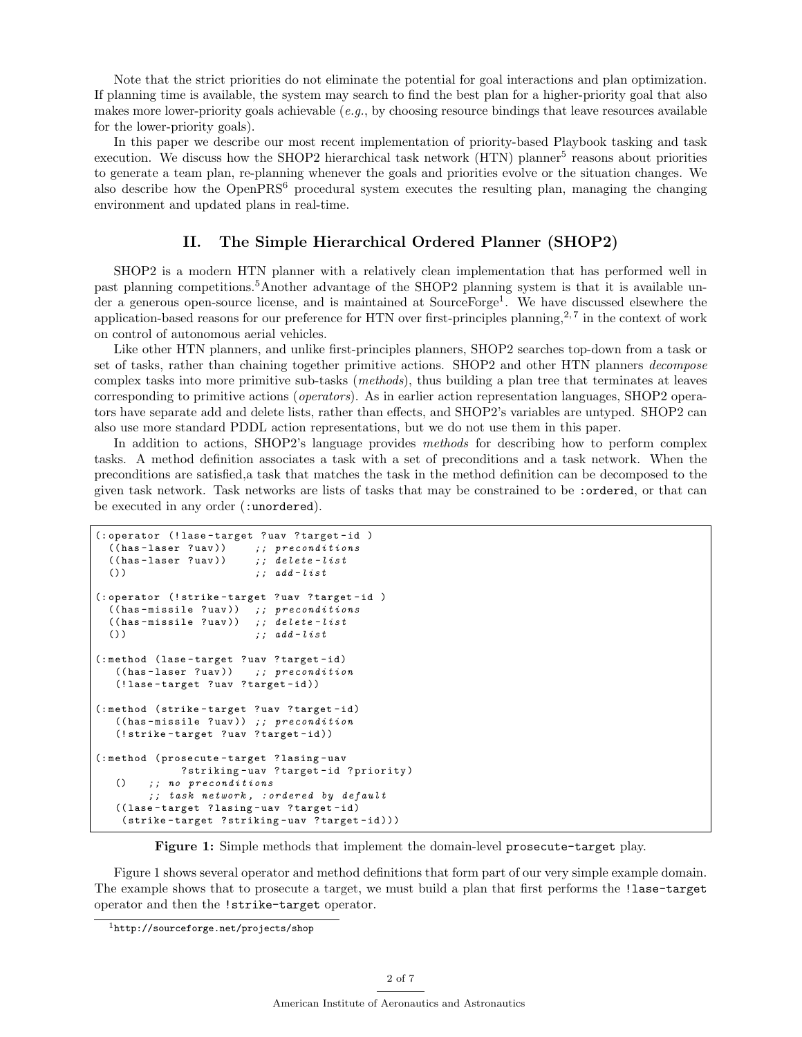Note that the strict priorities do not eliminate the potential for goal interactions and plan optimization. If planning time is available, the system may search to find the best plan for a higher-priority goal that also makes more lower-priority goals achievable (*e.g.*, by choosing resource bindings that leave resources available for the lower-priority goals).

In this paper we describe our most recent implementation of priority-based Playbook tasking and task execution. We discuss how the SHOP2 hierarchical task network (HTN) planner[5] reasons about priorities to generate a team plan, re-planning whenever the goals and priorities evolve or the situation changes. We also describe how the OpenPRS[6] procedural system executes the resulting plan, managing the changing environment and updated plans in real-time.

## II. The Simple Hierarchical Ordered Planner (SHOP2)

SHOP2 is a modern HTN planner with a relatively clean implementation that has performed well in past planning competitions.[5]Another advantage of the SHOP2 planning system is that it is available under a generous open-source license, and is maintained at SourceForge[1]. We have discussed elsewhere the application-based reasons for our preference for HTN over first-principles planning,[2,7] in the context of work on control of autonomous aerial vehicles.

Like other HTN planners, and unlike first-principles planners, SHOP2 searches top-down from a task or set of tasks, rather than chaining together primitive actions. SHOP2 and other HTN planners *decompose* complex tasks into more primitive sub-tasks (*methods*), thus building a plan tree that terminates at leaves corresponding to primitive actions (*operators*). As in earlier action representation languages, SHOP2 operators have separate add and delete lists, rather than effects, and SHOP2's variables are untyped. SHOP2 can also use more standard PDDL action representations, but we do not use them in this paper.

In addition to actions, SHOP2's language provides *methods* for describing how to perform complex tasks. A method definition associates a task with a set of preconditions and a task network. When the preconditions are satisfied,a task that matches the task in the method definition can be decomposed to the given task network. Task networks are lists of tasks that may be constrained to be `:ordered`, or that can be executed in any order (`:unordered`).

```
(:operator (!lase-target ?uav ?target-id )
  ((has-laser ?uav))     ;; preconditions
  ((has-laser ?uav))     ;; delete-list
  ())                    ;; add-list

(:operator (!strike-target ?uav ?target-id )
  ((has-missile ?uav))  ;; preconditions
  ((has-missile ?uav))  ;; delete-list
  ())                   ;; add-list

(:method (lase-target ?uav ?target-id)
   ((has-laser ?uav))   ;; precondition
   (!lase-target ?uav ?target-id))

(:method (strike-target ?uav ?target-id)
   ((has-missile ?uav)) ;; precondition
   (!strike-target ?uav ?target-id))

(:method (prosecute-target ?lasing-uav
             ?striking-uav ?target-id ?priority)
   ()   ;; no preconditions
        ;; task network, :ordered by default
   ((lase-target ?lasing-uav ?target-id)
    (strike-target ?striking-uav ?target-id)))
```

**Figure 1:** Simple methods that implement the domain-level `prosecute-target` play.

Figure 1 shows several operator and method definitions that form part of our very simple example domain. The example shows that to prosecute a target, we must build a plan that first performs the `!lase-target` operator and then the `!strike-target` operator.

[1] http://sourceforge.net/projects/shop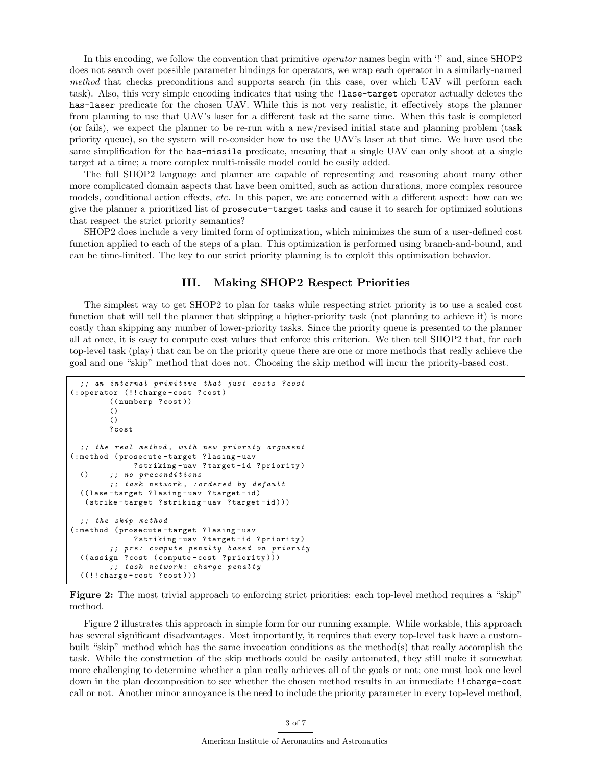In this encoding, we follow the convention that primitive *operator* names begin with '!' and, since SHOP2 does not search over possible parameter bindings for operators, we wrap each operator in a similarly-named *method* that checks preconditions and supports search (in this case, over which UAV will perform each task). Also, this very simple encoding indicates that using the `!lase-target` operator actually deletes the `has-laser` predicate for the chosen UAV. While this is not very realistic, it effectively stops the planner from planning to use that UAV's laser for a different task at the same time. When this task is completed (or fails), we expect the planner to be re-run with a new/revised initial state and planning problem (task priority queue), so the system will re-consider how to use the UAV's laser at that time. We have used the same simplification for the `has-missile` predicate, meaning that a single UAV can only shoot at a single target at a time; a more complex multi-missile model could be easily added.

The full SHOP2 language and planner are capable of representing and reasoning about many other more complicated domain aspects that have been omitted, such as action durations, more complex resource models, conditional action effects, *etc*. In this paper, we are concerned with a different aspect: how can we give the planner a prioritized list of `prosecute-target` tasks and cause it to search for optimized solutions that respect the strict priority semantics?

SHOP2 does include a very limited form of optimization, which minimizes the sum of a user-defined cost function applied to each of the steps of a plan. This optimization is performed using branch-and-bound, and can be time-limited. The key to our strict priority planning is to exploit this optimization behavior.

## III. Making SHOP2 Respect Priorities

The simplest way to get SHOP2 to plan for tasks while respecting strict priority is to use a scaled cost function that will tell the planner that skipping a higher-priority task (not planning to achieve it) is more costly than skipping any number of lower-priority tasks. Since the priority queue is presented to the planner all at once, it is easy to compute cost values that enforce this criterion. We then tell SHOP2 that, for each top-level task (play) that can be on the priority queue there are one or more methods that really achieve the goal and one "skip" method that does not. Choosing the skip method will incur the priority-based cost.

```
  ;; an internal primitive that just costs ?cost
(:operator (!!charge-cost ?cost)
        ((numberp ?cost))
        ()
        ()
        ?cost

  ;; the real method, with new priority argument
(:method (prosecute-target ?lasing-uav
             ?striking-uav ?target-id ?priority)
  ()    ;; no preconditions
        ;; task network, :ordered by default
  ((lase-target ?lasing-uav ?target-id)
   (strike-target ?striking-uav ?target-id)))

  ;; the skip method
(:method (prosecute-target ?lasing-uav
             ?striking-uav ?target-id ?priority)
        ;; pre: compute penalty based on priority
  ((assign ?cost (compute-cost ?priority)))
        ;; task network: charge penalty
  ((!!charge-cost ?cost)))
```

**Figure 2:** The most trivial approach to enforcing strict priorities: each top-level method requires a "skip" method.

Figure 2 illustrates this approach in simple form for our running example. While workable, this approach has several significant disadvantages. Most importantly, it requires that every top-level task have a custom-built "skip" method which has the same invocation conditions as the method(s) that really accomplish the task. While the construction of the skip methods could be easily automated, they still make it somewhat more challenging to determine whether a plan really achieves all of the goals or not; one must look one level down in the plan decomposition to see whether the chosen method results in an immediate `!!charge-cost` call or not. Another minor annoyance is the need to include the priority parameter in every top-level method,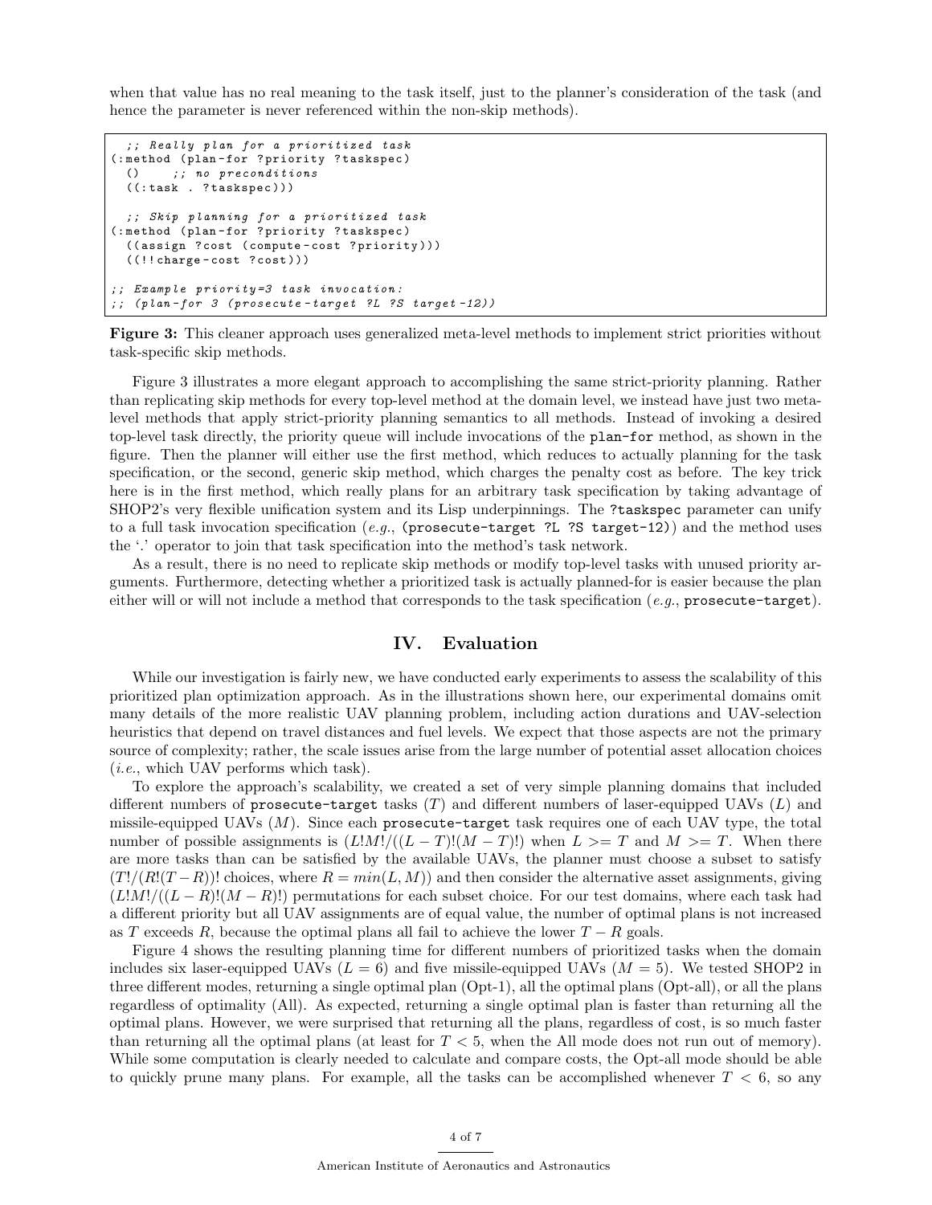when that value has no real meaning to the task itself, just to the planner's consideration of the task (and hence the parameter is never referenced within the non-skip methods).

```
  ;; Really plan for a prioritized task
(:method (plan-for ?priority ?taskspec)
  ()    ;; no preconditions
  ((:task . ?taskspec)))

  ;; Skip planning for a prioritized task
(:method (plan-for ?priority ?taskspec)
  ((assign ?cost (compute-cost ?priority)))
  ((!!charge-cost ?cost)))

;; Example priority=3 task invocation:
;; (plan-for 3 (prosecute-target ?L ?S target-12))
```

**Figure 3:** This cleaner approach uses generalized meta-level methods to implement strict priorities without task-specific skip methods.

Figure 3 illustrates a more elegant approach to accomplishing the same strict-priority planning. Rather than replicating skip methods for every top-level method at the domain level, we instead have just two meta-level methods that apply strict-priority planning semantics to all methods. Instead of invoking a desired top-level task directly, the priority queue will include invocations of the `plan-for` method, as shown in the figure. Then the planner will either use the first method, which reduces to actually planning for the task specification, or the second, generic skip method, which charges the penalty cost as before. The key trick here is in the first method, which really plans for an arbitrary task specification by taking advantage of SHOP2's very flexible unification system and its Lisp underpinnings. The `?taskspec` parameter can unify to a full task invocation specification (*e.g.*, `(prosecute-target ?L ?S target-12)`) and the method uses the '.' operator to join that task specification into the method's task network.

As a result, there is no need to replicate skip methods or modify top-level tasks with unused priority arguments. Furthermore, detecting whether a prioritized task is actually planned-for is easier because the plan either will or will not include a method that corresponds to the task specification (*e.g.*, `prosecute-target`).

## IV. Evaluation

While our investigation is fairly new, we have conducted early experiments to assess the scalability of this prioritized plan optimization approach. As in the illustrations shown here, our experimental domains omit many details of the more realistic UAV planning problem, including action durations and UAV-selection heuristics that depend on travel distances and fuel levels. We expect that those aspects are not the primary source of complexity; rather, the scale issues arise from the large number of potential asset allocation choices (*i.e.*, which UAV performs which task).

To explore the approach's scalability, we created a set of very simple planning domains that included different numbers of `prosecute-target` tasks ($T$) and different numbers of laser-equipped UAVs ($L$) and missile-equipped UAVs ($M$). Since each `prosecute-target` task requires one of each UAV type, the total number of possible assignments is $(L!M!/((L-T)!(M-T)!)$ when $L >= T$ and $M >= T$. When there are more tasks than can be satisfied by the available UAVs, the planner must choose a subset to satisfy $(T!/(R!(T-R))!$ choices, where $R = min(L, M)$) and then consider the alternative asset assignments, giving $(L!M!/((L-R)!(M-R)!)$ permutations for each subset choice. For our test domains, where each task had a different priority but all UAV assignments are of equal value, the number of optimal plans is not increased as $T$ exceeds $R$, because the optimal plans all fail to achieve the lower $T - R$ goals.

Figure 4 shows the resulting planning time for different numbers of prioritized tasks when the domain includes six laser-equipped UAVs ($L = 6$) and five missile-equipped UAVs ($M = 5$). We tested SHOP2 in three different modes, returning a single optimal plan (Opt-1), all the optimal plans (Opt-all), or all the plans regardless of optimality (All). As expected, returning a single optimal plan is faster than returning all the optimal plans. However, we were surprised that returning all the plans, regardless of cost, is so much faster than returning all the optimal plans (at least for $T < 5$, when the All mode does not run out of memory). While some computation is clearly needed to calculate and compare costs, the Opt-all mode should be able to quickly prune many plans. For example, all the tasks can be accomplished whenever $T < 6$, so any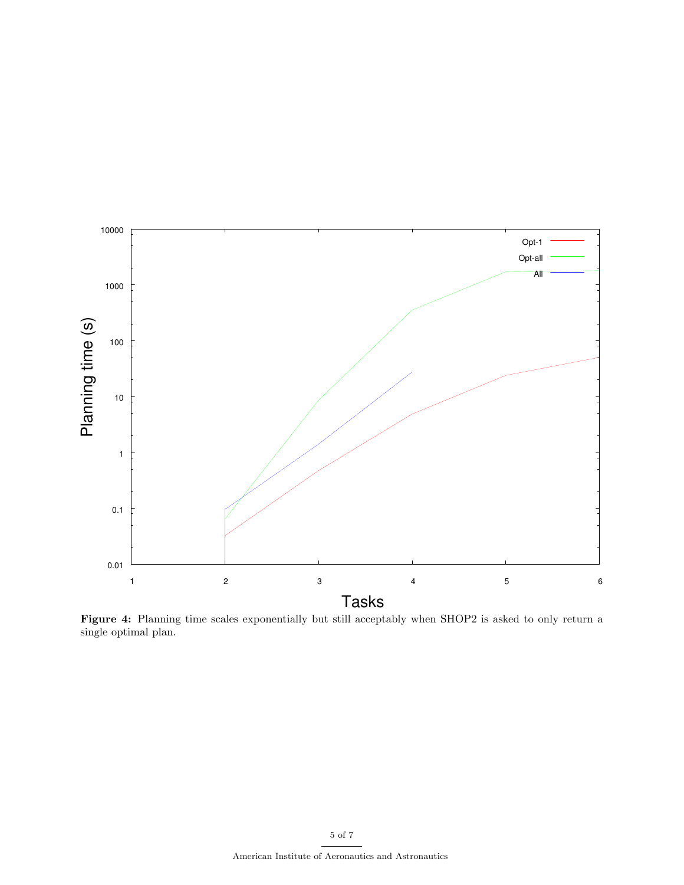**Figure 4:** Planning time scales exponentially but still acceptably when SHOP2 is asked to only return a single optimal plan.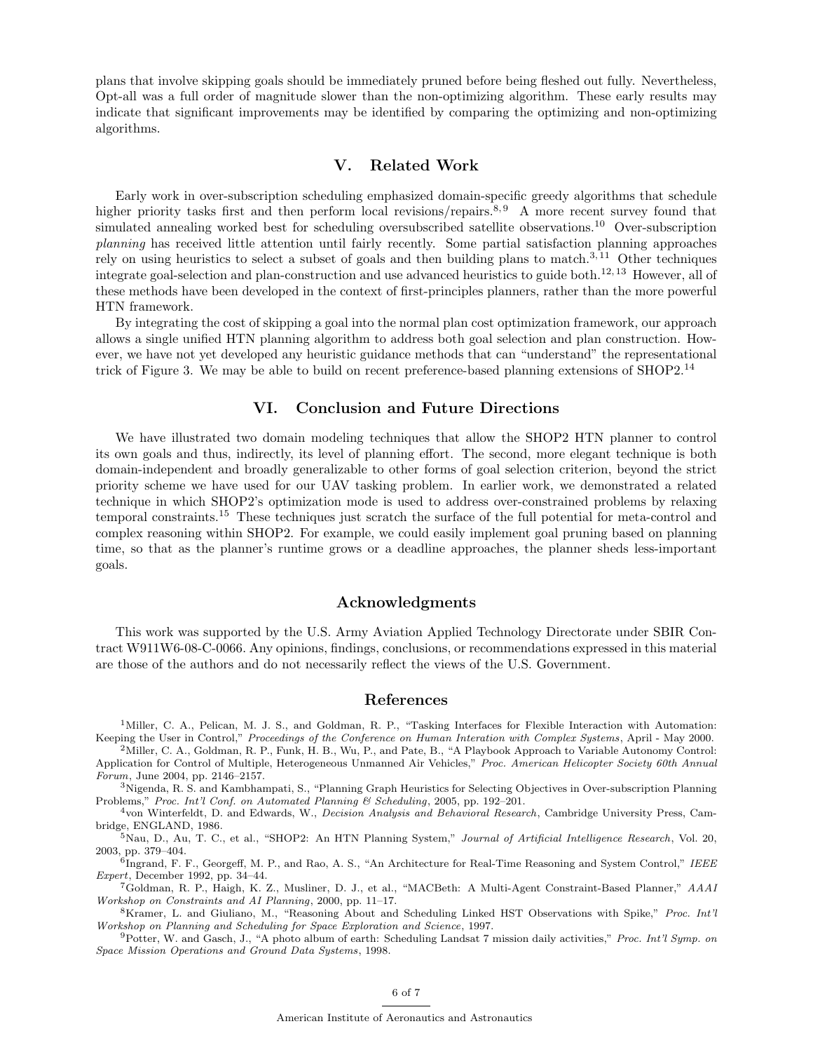plans that involve skipping goals should be immediately pruned before being fleshed out fully. Nevertheless, Opt-all was a full order of magnitude slower than the non-optimizing algorithm. These early results may indicate that significant improvements may be identified by comparing the optimizing and non-optimizing algorithms.

## V. Related Work

Early work in over-subscription scheduling emphasized domain-specific greedy algorithms that schedule higher priority tasks first and then perform local revisions/repairs.[8,9] A more recent survey found that simulated annealing worked best for scheduling oversubscribed satellite observations.[10] Over-subscription *planning* has received little attention until fairly recently. Some partial satisfaction planning approaches rely on using heuristics to select a subset of goals and then building plans to match.[3,11] Other techniques integrate goal-selection and plan-construction and use advanced heuristics to guide both.[12,13] However, all of these methods have been developed in the context of first-principles planners, rather than the more powerful HTN framework.

By integrating the cost of skipping a goal into the normal plan cost optimization framework, our approach allows a single unified HTN planning algorithm to address both goal selection and plan construction. However, we have not yet developed any heuristic guidance methods that can "understand" the representational trick of Figure 3. We may be able to build on recent preference-based planning extensions of SHOP2.[14]

## VI. Conclusion and Future Directions

We have illustrated two domain modeling techniques that allow the SHOP2 HTN planner to control its own goals and thus, indirectly, its level of planning effort. The second, more elegant technique is both domain-independent and broadly generalizable to other forms of goal selection criterion, beyond the strict priority scheme we have used for our UAV tasking problem. In earlier work, we demonstrated a related technique in which SHOP2's optimization mode is used to address over-constrained problems by relaxing temporal constraints.[15] These techniques just scratch the surface of the full potential for meta-control and complex reasoning within SHOP2. For example, we could easily implement goal pruning based on planning time, so that as the planner's runtime grows or a deadline approaches, the planner sheds less-important goals.

## Acknowledgments

This work was supported by the U.S. Army Aviation Applied Technology Directorate under SBIR Contract W911W6-08-C-0066. Any opinions, findings, conclusions, or recommendations expressed in this material are those of the authors and do not necessarily reflect the views of the U.S. Government.

## References

[1] Miller, C. A., Pelican, M. J. S., and Goldman, R. P., "Tasking Interfaces for Flexible Interaction with Automation: Keeping the User in Control," *Proceedings of the Conference on Human Interation with Complex Systems*, April - May 2000.

[2] Miller, C. A., Goldman, R. P., Funk, H. B., Wu, P., and Pate, B., "A Playbook Approach to Variable Autonomy Control: Application for Control of Multiple, Heterogeneous Unmanned Air Vehicles," *Proc. American Helicopter Society 60th Annual Forum*, June 2004, pp. 2146–2157.

[3] Nigenda, R. S. and Kambhampati, S., "Planning Graph Heuristics for Selecting Objectives in Over-subscription Planning Problems," *Proc. Int'l Conf. on Automated Planning & Scheduling*, 2005, pp. 192–201.

[4] von Winterfeldt, D. and Edwards, W., *Decision Analysis and Behavioral Research*, Cambridge University Press, Cambridge, ENGLAND, 1986.

[5] Nau, D., Au, T. C., et al., "SHOP2: An HTN Planning System," *Journal of Artificial Intelligence Research*, Vol. 20, 2003, pp. 379–404.

[6] Ingrand, F. F., Georgeff, M. P., and Rao, A. S., "An Architecture for Real-Time Reasoning and System Control," *IEEE Expert*, December 1992, pp. 34–44.

[7] Goldman, R. P., Haigh, K. Z., Musliner, D. J., et al., "MACBeth: A Multi-Agent Constraint-Based Planner," *AAAI Workshop on Constraints and AI Planning*, 2000, pp. 11–17.

[8] Kramer, L. and Giuliano, M., "Reasoning About and Scheduling Linked HST Observations with Spike," *Proc. Int'l Workshop on Planning and Scheduling for Space Exploration and Science*, 1997.

[9] Potter, W. and Gasch, J., "A photo album of earth: Scheduling Landsat 7 mission daily activities," *Proc. Int'l Symp. on Space Mission Operations and Ground Data Systems*, 1998.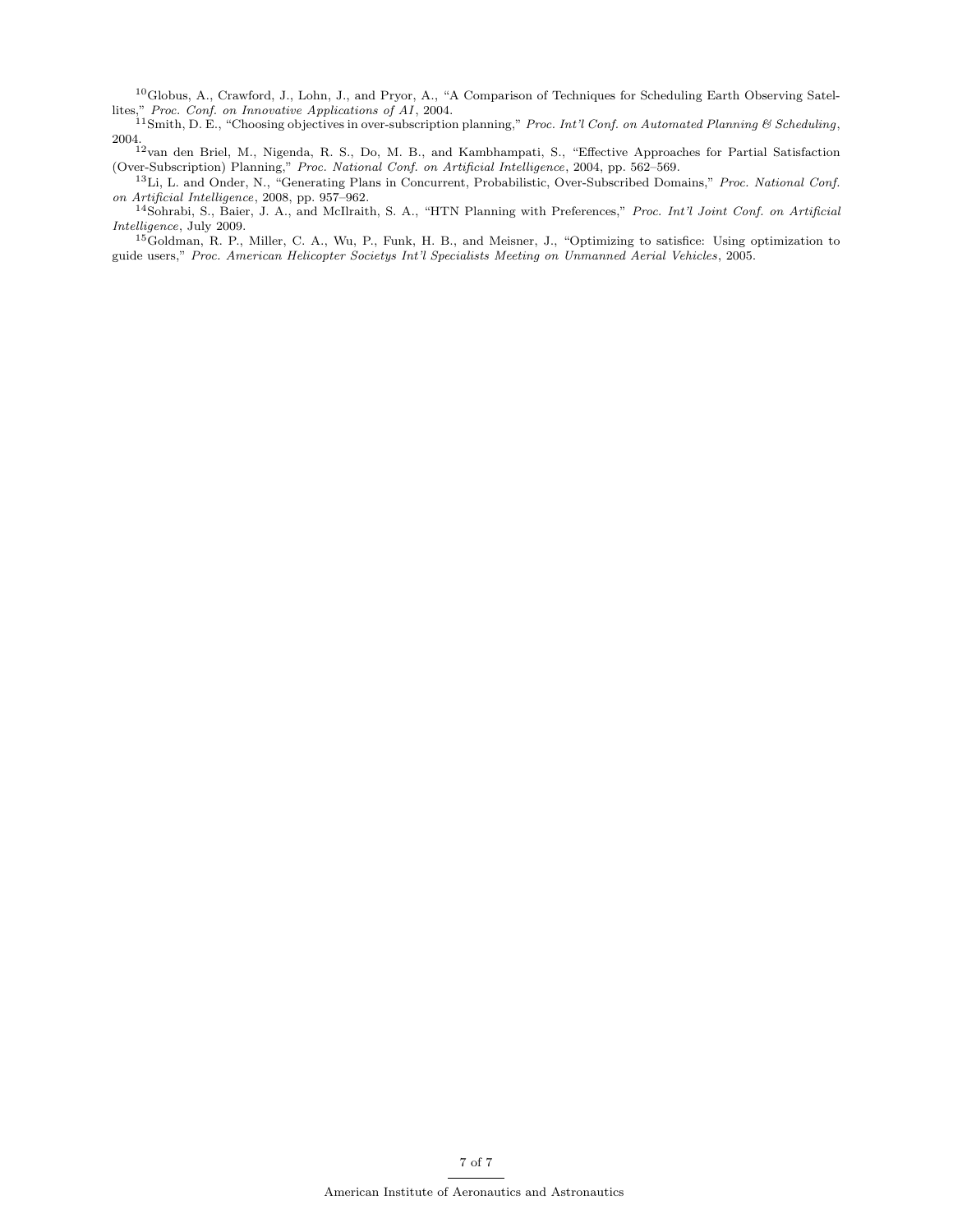[10]Globus, A., Crawford, J., Lohn, J., and Pryor, A., "A Comparison of Techniques for Scheduling Earth Observing Satellites," *Proc. Conf. on Innovative Applications of AI*, 2004.

[11]Smith, D. E., "Choosing objectives in over-subscription planning," *Proc. Int'l Conf. on Automated Planning & Scheduling*, 2004.

[12]van den Briel, M., Nigenda, R. S., Do, M. B., and Kambhampati, S., "Effective Approaches for Partial Satisfaction (Over-Subscription) Planning," *Proc. National Conf. on Artificial Intelligence*, 2004, pp. 562–569.

[13]Li, L. and Onder, N., "Generating Plans in Concurrent, Probabilistic, Over-Subscribed Domains," *Proc. National Conf. on Artificial Intelligence*, 2008, pp. 957–962.

[14]Sohrabi, S., Baier, J. A., and McIlraith, S. A., "HTN Planning with Preferences," *Proc. Int'l Joint Conf. on Artificial Intelligence*, July 2009.

[15]Goldman, R. P., Miller, C. A., Wu, P., Funk, H. B., and Meisner, J., "Optimizing to satisfice: Using optimization to guide users," *Proc. American Helicopter Societys Int'l Specialists Meeting on Unmanned Aerial Vehicles*, 2005.